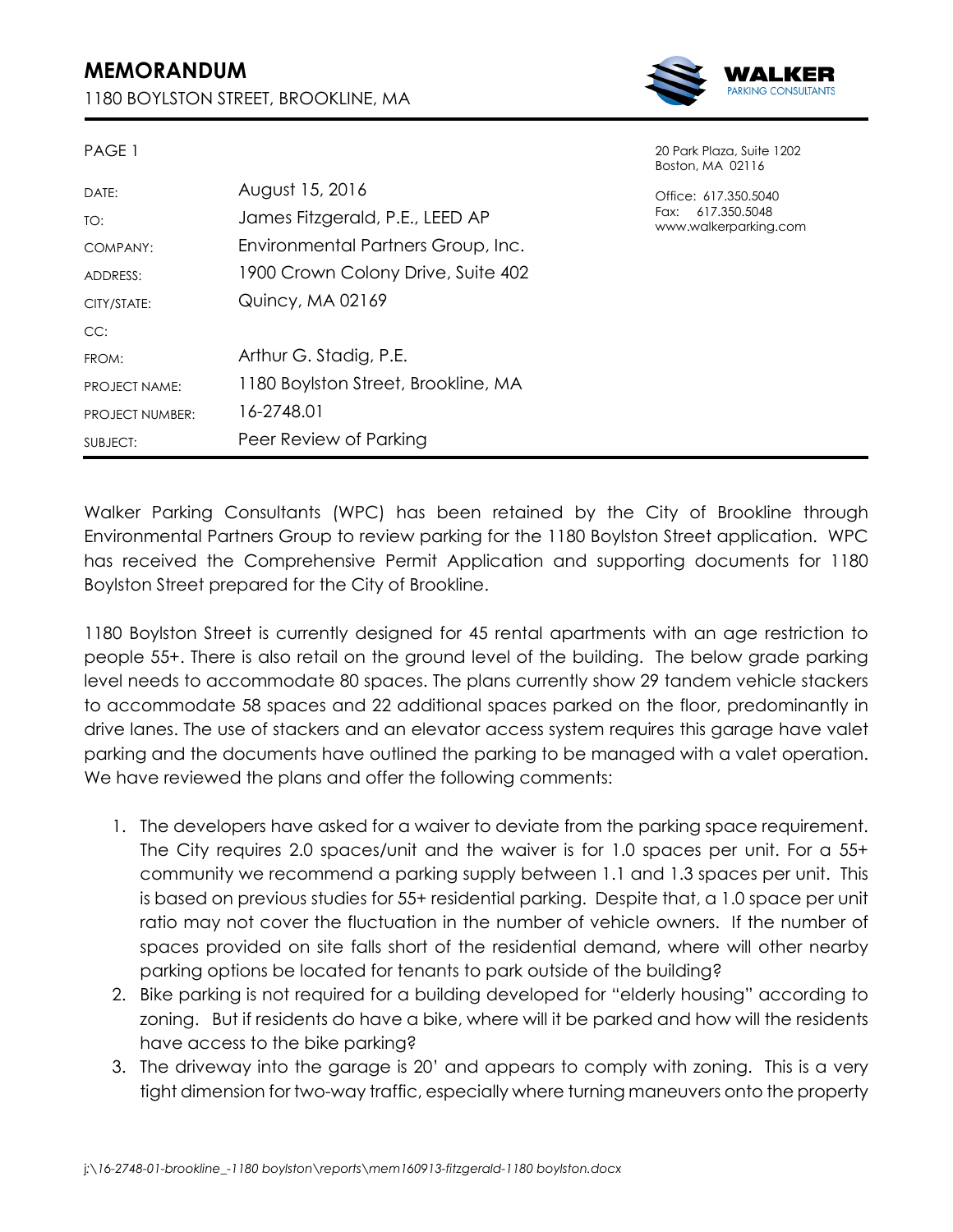# MEMORANDUM

1180 BOYLSTON STREET, BROOKLINE, MA

WALKER PARKING CONSULTANTS

20 Park Plaza, Suite 1202
Boston, MA 02116

Office: 617.350.5040
Fax: 617.350.5048
www.walkerparking.com

| | |
|---|---|
| DATE: | August 15, 2016 |
| TO: | James Fitzgerald, P.E., LEED AP |
| COMPANY: | Environmental Partners Group, Inc. |
| ADDRESS: | 1900 Crown Colony Drive, Suite 402 |
| CITY/STATE: | Quincy, MA 02169 |
| CC: | |
| FROM: | Arthur G. Stadig, P.E. |
| PROJECT NAME: | 1180 Boylston Street, Brookline, MA |
| PROJECT NUMBER: | 16-2748.01 |
| SUBJECT: | Peer Review of Parking |

Walker Parking Consultants (WPC) has been retained by the City of Brookline through Environmental Partners Group to review parking for the 1180 Boylston Street application. WPC has received the Comprehensive Permit Application and supporting documents for 1180 Boylston Street prepared for the City of Brookline.

1180 Boylston Street is currently designed for 45 rental apartments with an age restriction to people 55+. There is also retail on the ground level of the building. The below grade parking level needs to accommodate 80 spaces. The plans currently show 29 tandem vehicle stackers to accommodate 58 spaces and 22 additional spaces parked on the floor, predominantly in drive lanes. The use of stackers and an elevator access system requires this garage have valet parking and the documents have outlined the parking to be managed with a valet operation. We have reviewed the plans and offer the following comments:

1. The developers have asked for a waiver to deviate from the parking space requirement. The City requires 2.0 spaces/unit and the waiver is for 1.0 spaces per unit. For a 55+ community we recommend a parking supply between 1.1 and 1.3 spaces per unit. This is based on previous studies for 55+ residential parking. Despite that, a 1.0 space per unit ratio may not cover the fluctuation in the number of vehicle owners. If the number of spaces provided on site falls short of the residential demand, where will other nearby parking options be located for tenants to park outside of the building?
2. Bike parking is not required for a building developed for "elderly housing" according to zoning. But if residents do have a bike, where will it be parked and how will the residents have access to the bike parking?
3. The driveway into the garage is 20' and appears to comply with zoning. This is a very tight dimension for two-way traffic, especially where turning maneuvers onto the property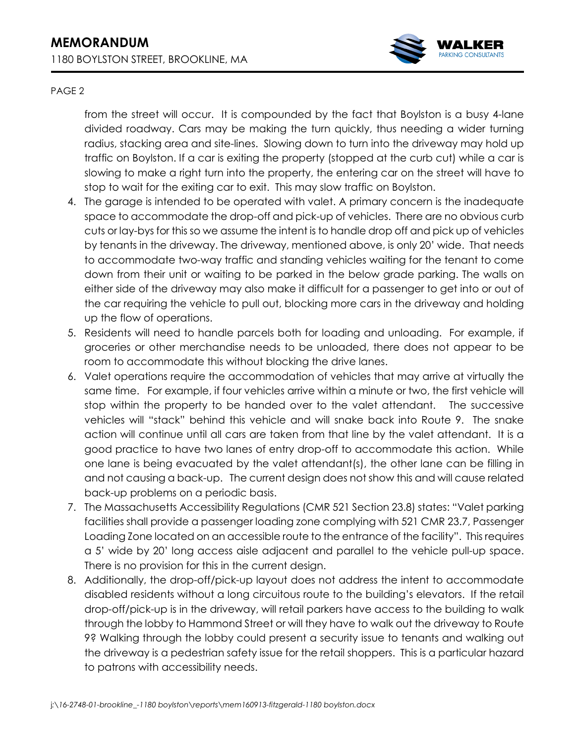from the street will occur. It is compounded by the fact that Boylston is a busy 4-lane divided roadway. Cars may be making the turn quickly, thus needing a wider turning radius, stacking area and site-lines. Slowing down to turn into the driveway may hold up traffic on Boylston. If a car is exiting the property (stopped at the curb cut) while a car is slowing to make a right turn into the property, the entering car on the street will have to stop to wait for the exiting car to exit. This may slow traffic on Boylston.

4. The garage is intended to be operated with valet. A primary concern is the inadequate space to accommodate the drop-off and pick-up of vehicles. There are no obvious curb cuts or lay-bys for this so we assume the intent is to handle drop off and pick up of vehicles by tenants in the driveway. The driveway, mentioned above, is only 20' wide. That needs to accommodate two-way traffic and standing vehicles waiting for the tenant to come down from their unit or waiting to be parked in the below grade parking. The walls on either side of the driveway may also make it difficult for a passenger to get into or out of the car requiring the vehicle to pull out, blocking more cars in the driveway and holding up the flow of operations.
5. Residents will need to handle parcels both for loading and unloading. For example, if groceries or other merchandise needs to be unloaded, there does not appear to be room to accommodate this without blocking the drive lanes.
6. Valet operations require the accommodation of vehicles that may arrive at virtually the same time. For example, if four vehicles arrive within a minute or two, the first vehicle will stop within the property to be handed over to the valet attendant. The successive vehicles will "stack" behind this vehicle and will snake back into Route 9. The snake action will continue until all cars are taken from that line by the valet attendant. It is a good practice to have two lanes of entry drop-off to accommodate this action. While one lane is being evacuated by the valet attendant(s), the other lane can be filling in and not causing a back-up. The current design does not show this and will cause related back-up problems on a periodic basis.
7. The Massachusetts Accessibility Regulations (CMR 521 Section 23.8) states: "Valet parking facilities shall provide a passenger loading zone complying with 521 CMR 23.7, Passenger Loading Zone located on an accessible route to the entrance of the facility". This requires a 5' wide by 20' long access aisle adjacent and parallel to the vehicle pull-up space. There is no provision for this in the current design.
8. Additionally, the drop-off/pick-up layout does not address the intent to accommodate disabled residents without a long circuitous route to the building's elevators. If the retail drop-off/pick-up is in the driveway, will retail parkers have access to the building to walk through the lobby to Hammond Street or will they have to walk out the driveway to Route 9? Walking through the lobby could present a security issue to tenants and walking out the driveway is a pedestrian safety issue for the retail shoppers. This is a particular hazard to patrons with accessibility needs.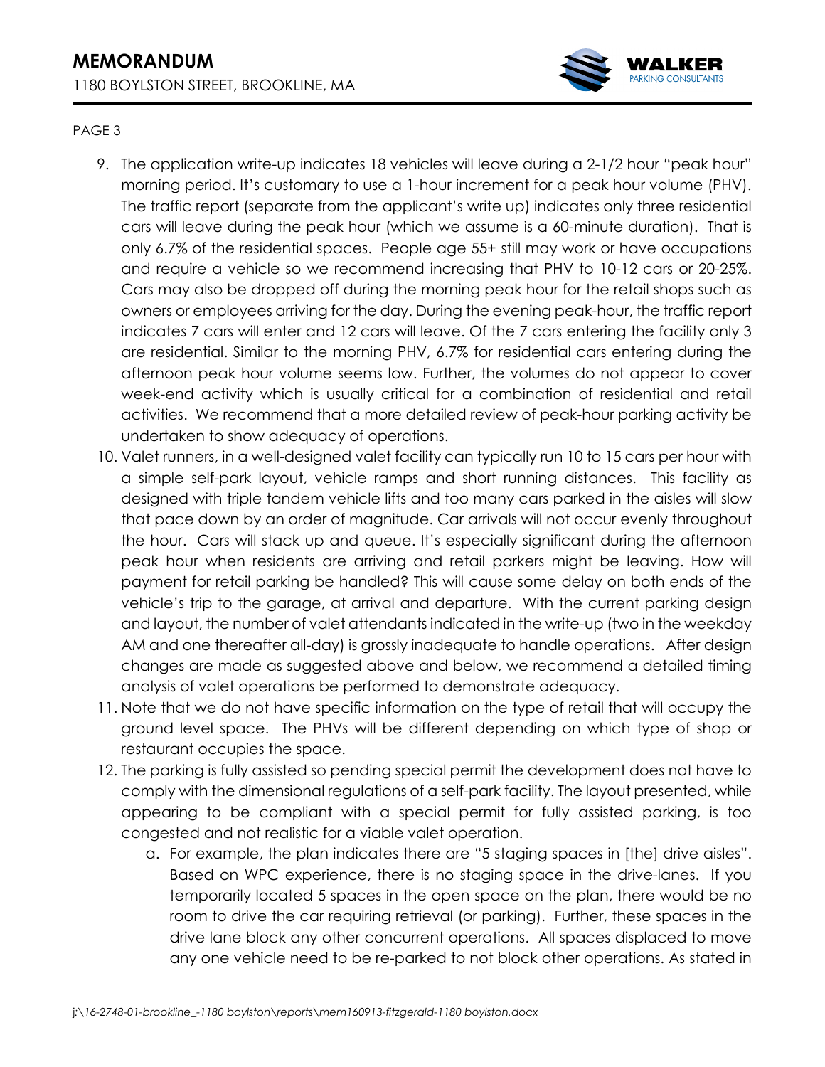9. The application write-up indicates 18 vehicles will leave during a 2-1/2 hour "peak hour" morning period. It's customary to use a 1-hour increment for a peak hour volume (PHV). The traffic report (separate from the applicant's write up) indicates only three residential cars will leave during the peak hour (which we assume is a 60-minute duration). That is only 6.7% of the residential spaces. People age 55+ still may work or have occupations and require a vehicle so we recommend increasing that PHV to 10-12 cars or 20-25%. Cars may also be dropped off during the morning peak hour for the retail shops such as owners or employees arriving for the day. During the evening peak-hour, the traffic report indicates 7 cars will enter and 12 cars will leave. Of the 7 cars entering the facility only 3 are residential. Similar to the morning PHV, 6.7% for residential cars entering during the afternoon peak hour volume seems low. Further, the volumes do not appear to cover week-end activity which is usually critical for a combination of residential and retail activities. We recommend that a more detailed review of peak-hour parking activity be undertaken to show adequacy of operations.
10. Valet runners, in a well-designed valet facility can typically run 10 to 15 cars per hour with a simple self-park layout, vehicle ramps and short running distances. This facility as designed with triple tandem vehicle lifts and too many cars parked in the aisles will slow that pace down by an order of magnitude. Car arrivals will not occur evenly throughout the hour. Cars will stack up and queue. It's especially significant during the afternoon peak hour when residents are arriving and retail parkers might be leaving. How will payment for retail parking be handled? This will cause some delay on both ends of the vehicle's trip to the garage, at arrival and departure. With the current parking design and layout, the number of valet attendants indicated in the write-up (two in the weekday AM and one thereafter all-day) is grossly inadequate to handle operations. After design changes are made as suggested above and below, we recommend a detailed timing analysis of valet operations be performed to demonstrate adequacy.
11. Note that we do not have specific information on the type of retail that will occupy the ground level space. The PHVs will be different depending on which type of shop or restaurant occupies the space.
12. The parking is fully assisted so pending special permit the development does not have to comply with the dimensional regulations of a self-park facility. The layout presented, while appearing to be compliant with a special permit for fully assisted parking, is too congested and not realistic for a viable valet operation.
    a. For example, the plan indicates there are "5 staging spaces in [the] drive aisles". Based on WPC experience, there is no staging space in the drive-lanes. If you temporarily located 5 spaces in the open space on the plan, there would be no room to drive the car requiring retrieval (or parking). Further, these spaces in the drive lane block any other concurrent operations. All spaces displaced to move any one vehicle need to be re-parked to not block other operations. As stated in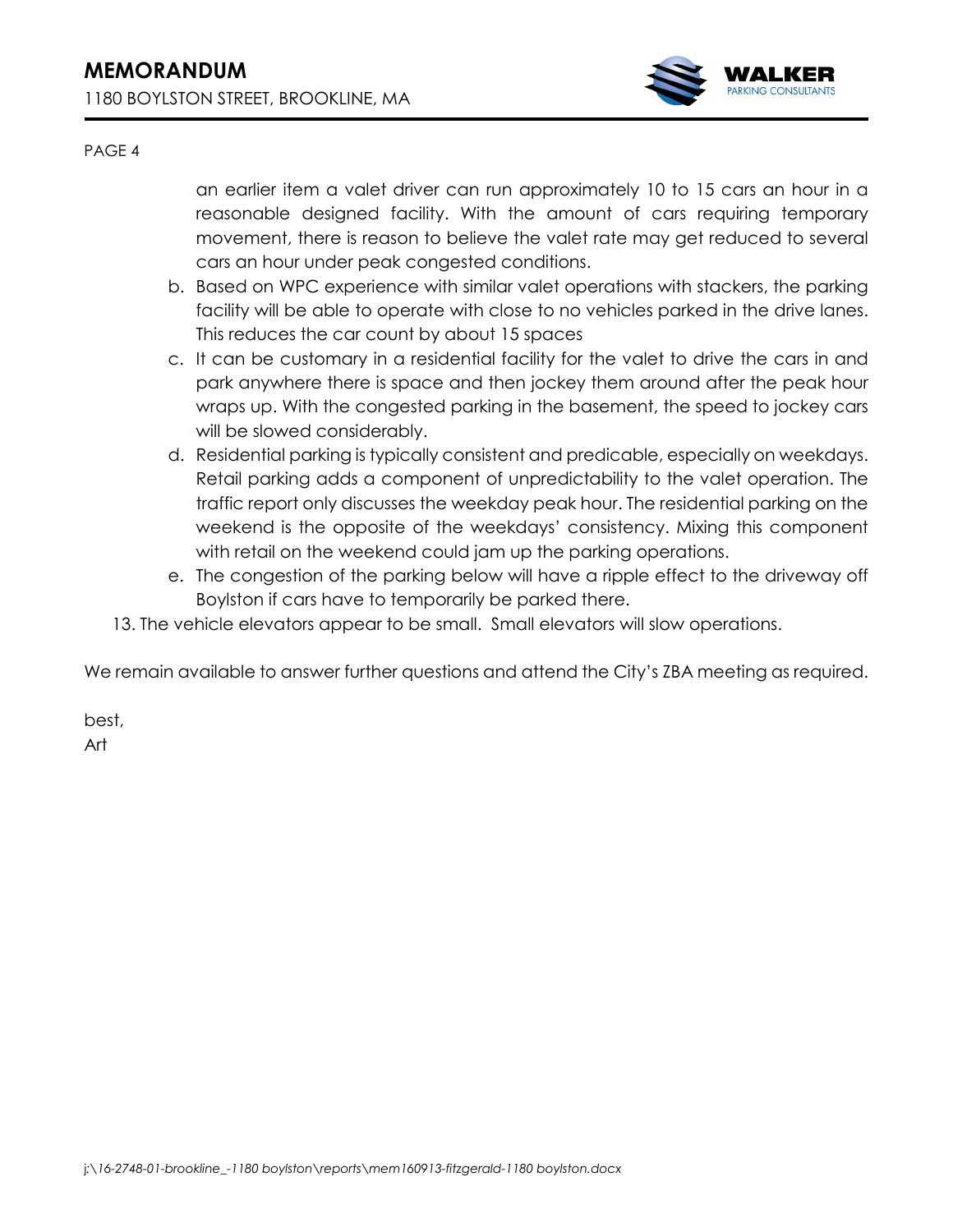an earlier item a valet driver can run approximately 10 to 15 cars an hour in a reasonable designed facility. With the amount of cars requiring temporary movement, there is reason to believe the valet rate may get reduced to several cars an hour under peak congested conditions.

b. Based on WPC experience with similar valet operations with stackers, the parking facility will be able to operate with close to no vehicles parked in the drive lanes. This reduces the car count by about 15 spaces

c. It can be customary in a residential facility for the valet to drive the cars in and park anywhere there is space and then jockey them around after the peak hour wraps up. With the congested parking in the basement, the speed to jockey cars will be slowed considerably.

d. Residential parking is typically consistent and predicable, especially on weekdays. Retail parking adds a component of unpredictability to the valet operation. The traffic report only discusses the weekday peak hour. The residential parking on the weekend is the opposite of the weekdays' consistency. Mixing this component with retail on the weekend could jam up the parking operations.

e. The congestion of the parking below will have a ripple effect to the driveway off Boylston if cars have to temporarily be parked there.

13. The vehicle elevators appear to be small. Small elevators will slow operations.

We remain available to answer further questions and attend the City's ZBA meeting as required.

best,
Art

*j:\16-2748-01-brookline_-1180 boylston\reports\mem160913-fitzgerald-1180 boylston.docx*